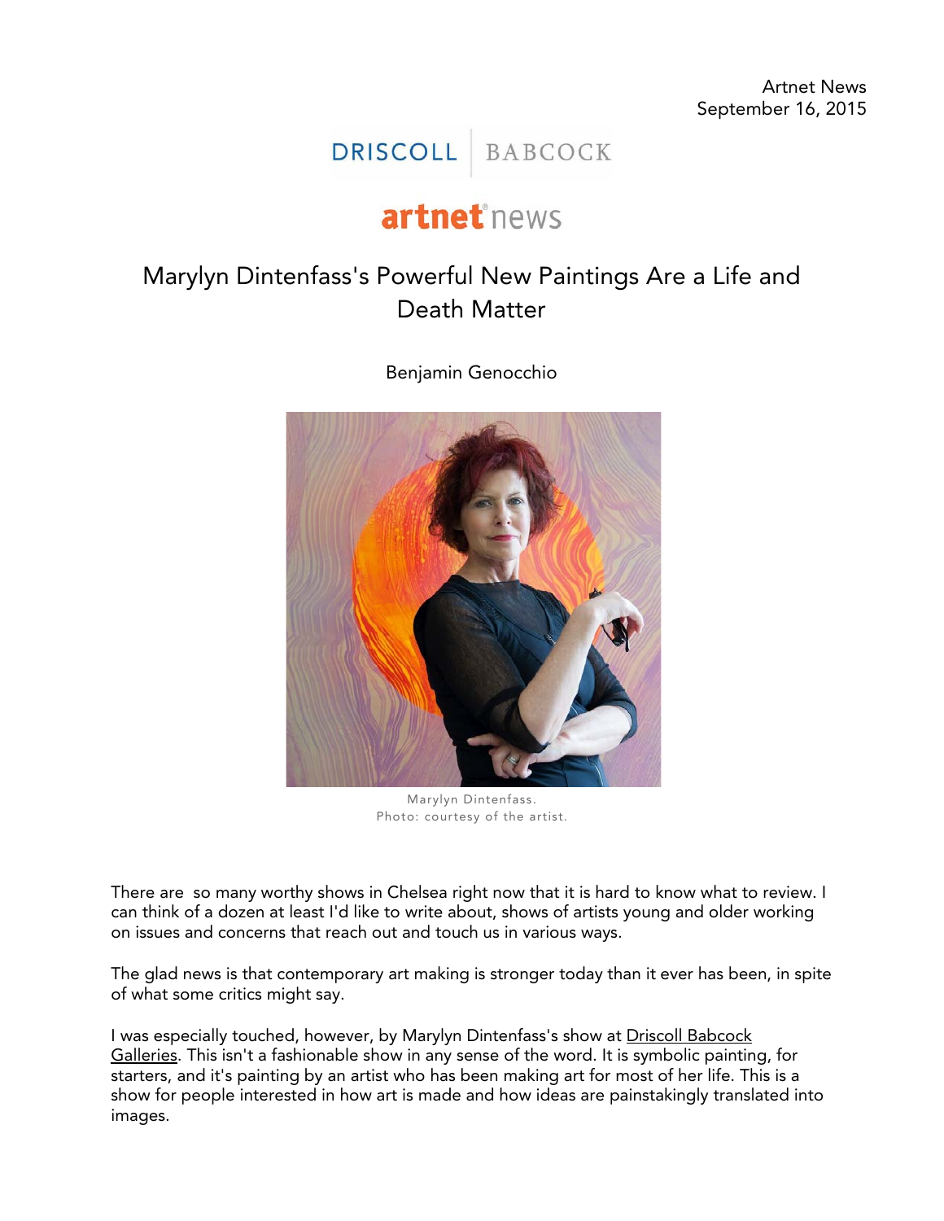Artnet News
September 16, 2015

DRISCOLL | BABCOCK

artnet news

# Marylyn Dintenfass's Powerful New Paintings Are a Life and Death Matter

Benjamin Genocchio

Marylyn Dintenfass.
Photo: courtesy of the artist.

There are so many worthy shows in Chelsea right now that it is hard to know what to review. I can think of a dozen at least I'd like to write about, shows of artists young and older working on issues and concerns that reach out and touch us in various ways.

The glad news is that contemporary art making is stronger today than it ever has been, in spite of what some critics might say.

I was especially touched, however, by Marylyn Dintenfass's show at Driscoll Babcock Galleries. This isn't a fashionable show in any sense of the word. It is symbolic painting, for starters, and it's painting by an artist who has been making art for most of her life. This is a show for people interested in how art is made and how ideas are painstakingly translated into images.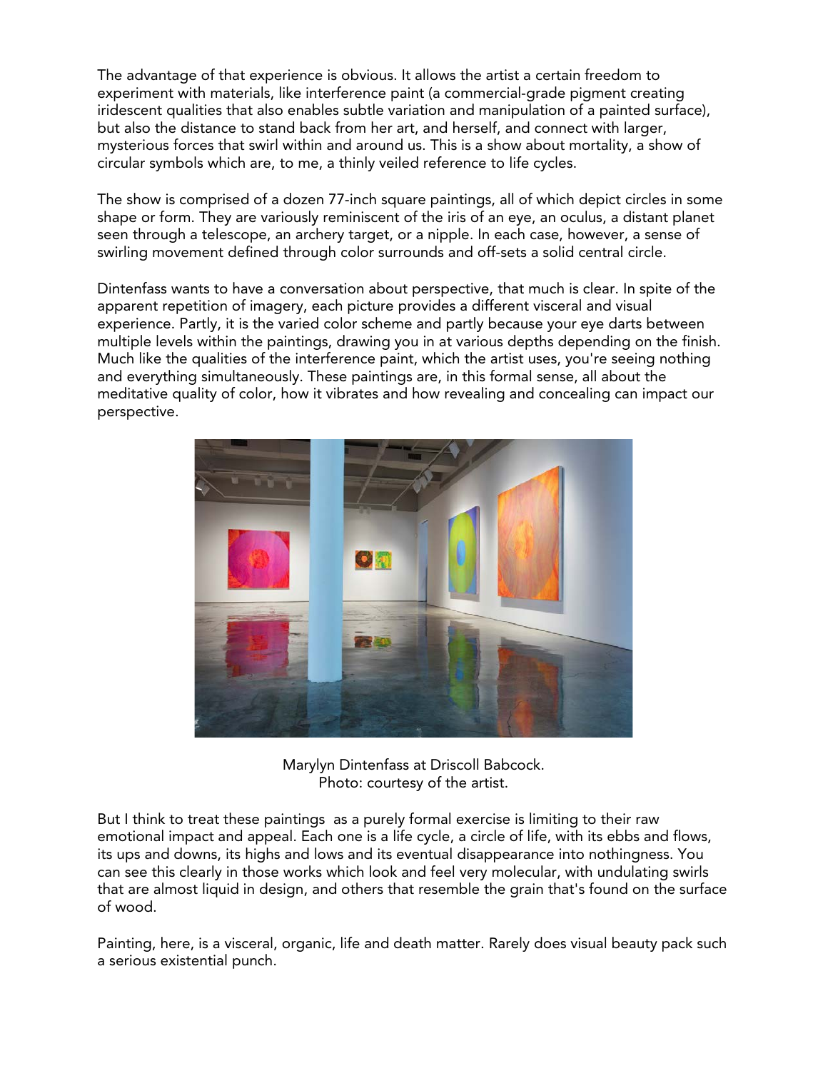The advantage of that experience is obvious. It allows the artist a certain freedom to experiment with materials, like interference paint (a commercial-grade pigment creating iridescent qualities that also enables subtle variation and manipulation of a painted surface), but also the distance to stand back from her art, and herself, and connect with larger, mysterious forces that swirl within and around us. This is a show about mortality, a show of circular symbols which are, to me, a thinly veiled reference to life cycles.

The show is comprised of a dozen 77-inch square paintings, all of which depict circles in some shape or form. They are variously reminiscent of the iris of an eye, an oculus, a distant planet seen through a telescope, an archery target, or a nipple. In each case, however, a sense of swirling movement defined through color surrounds and off-sets a solid central circle.

Dintenfass wants to have a conversation about perspective, that much is clear. In spite of the apparent repetition of imagery, each picture provides a different visceral and visual experience. Partly, it is the varied color scheme and partly because your eye darts between multiple levels within the paintings, drawing you in at various depths depending on the finish. Much like the qualities of the interference paint, which the artist uses, you're seeing nothing and everything simultaneously. These paintings are, in this formal sense, all about the meditative quality of color, how it vibrates and how revealing and concealing can impact our perspective.

Marylyn Dintenfass at Driscoll Babcock.
Photo: courtesy of the artist.

But I think to treat these paintings as a purely formal exercise is limiting to their raw emotional impact and appeal. Each one is a life cycle, a circle of life, with its ebbs and flows, its ups and downs, its highs and lows and its eventual disappearance into nothingness. You can see this clearly in those works which look and feel very molecular, with undulating swirls that are almost liquid in design, and others that resemble the grain that's found on the surface of wood.

Painting, here, is a visceral, organic, life and death matter. Rarely does visual beauty pack such a serious existential punch.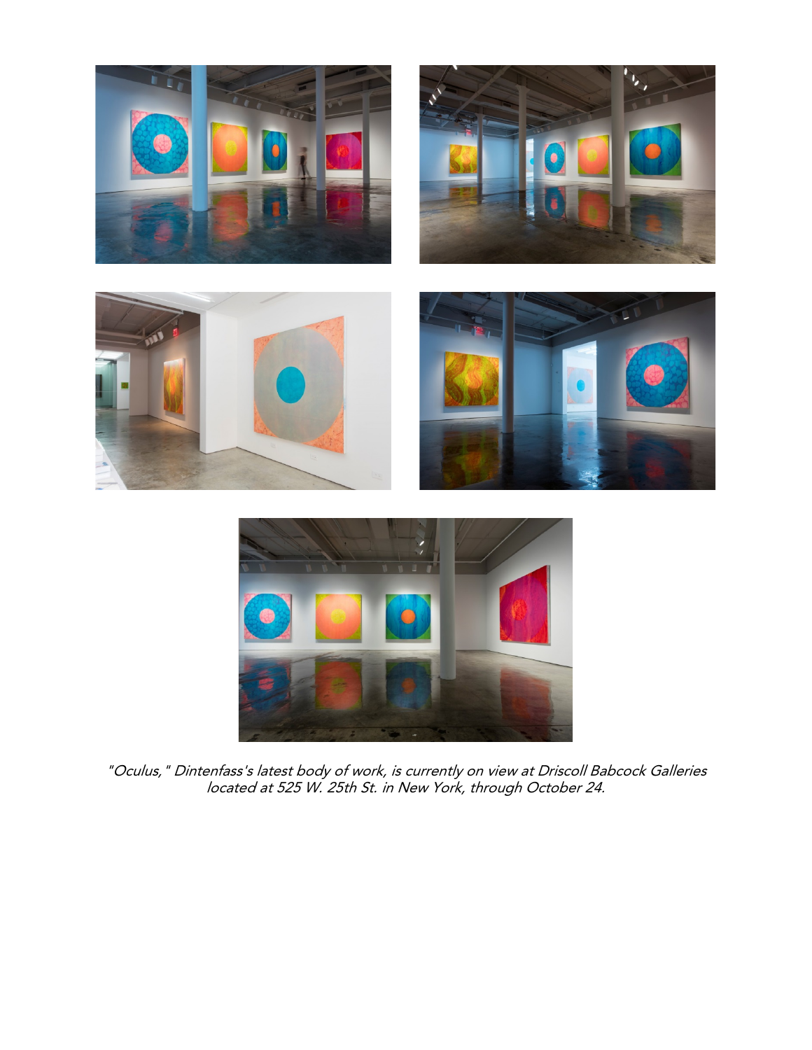*"Oculus," Dintenfass's latest body of work, is currently on view at Driscoll Babcock Galleries located at 525 W. 25th St. in New York, through October 24.*